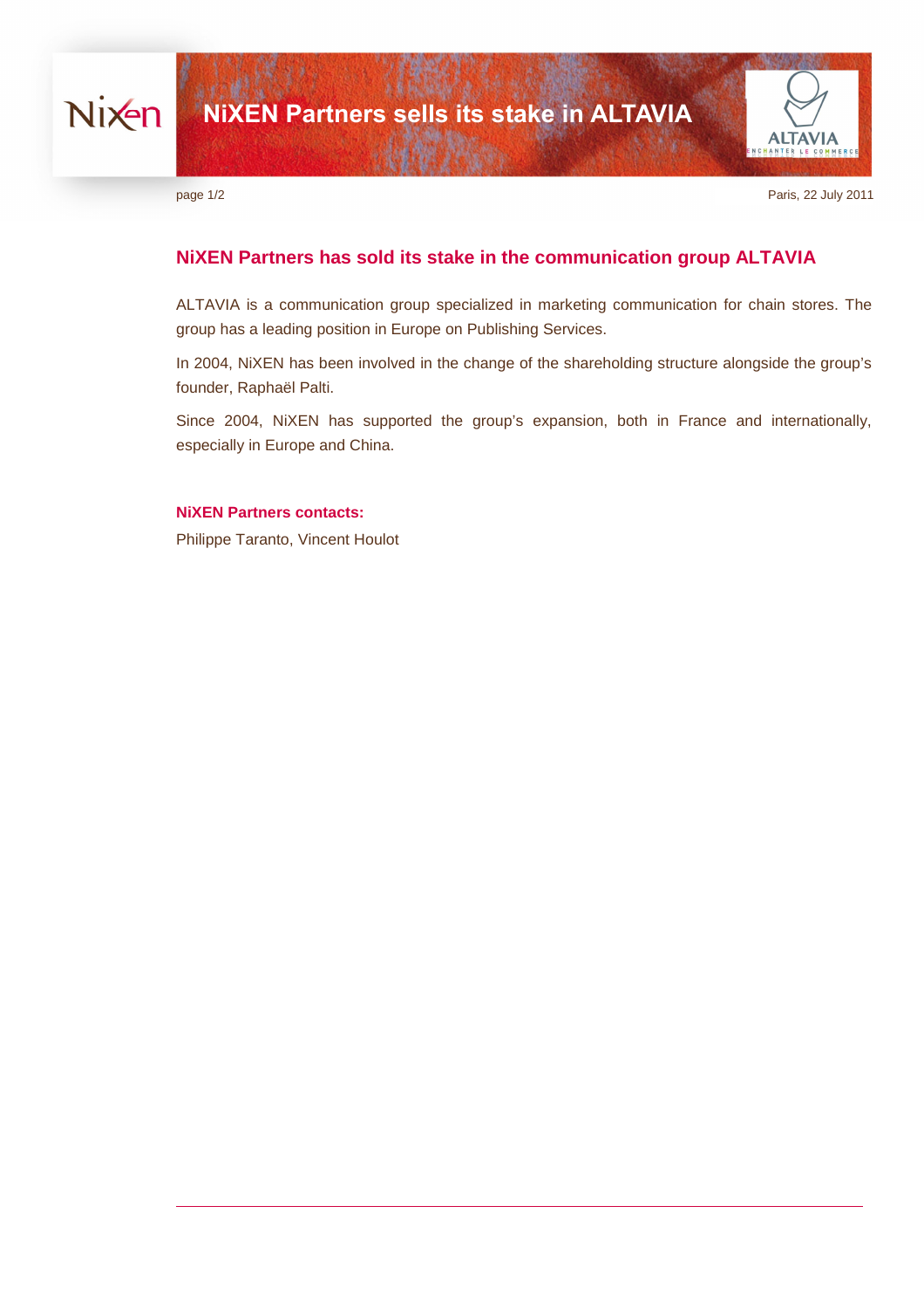# NiXEN Partners sells its stake in ALTAVIA

Paris, 22 July 2011

## NiXEN Partners has sold its stake in the communication group ALTAVIA

ALTAVIA is a communication group specialized in marketing communication for chain stores. The group has a leading position in Europe on Publishing Services.

In 2004, NiXEN has been involved in the change of the shareholding structure alongside the group's founder, Raphaël Palti.

Since 2004, NiXEN has supported the group's expansion, both in France and internationally, especially in Europe and China.

**NiXEN Partners contacts:**

Philippe Taranto, Vincent Houlot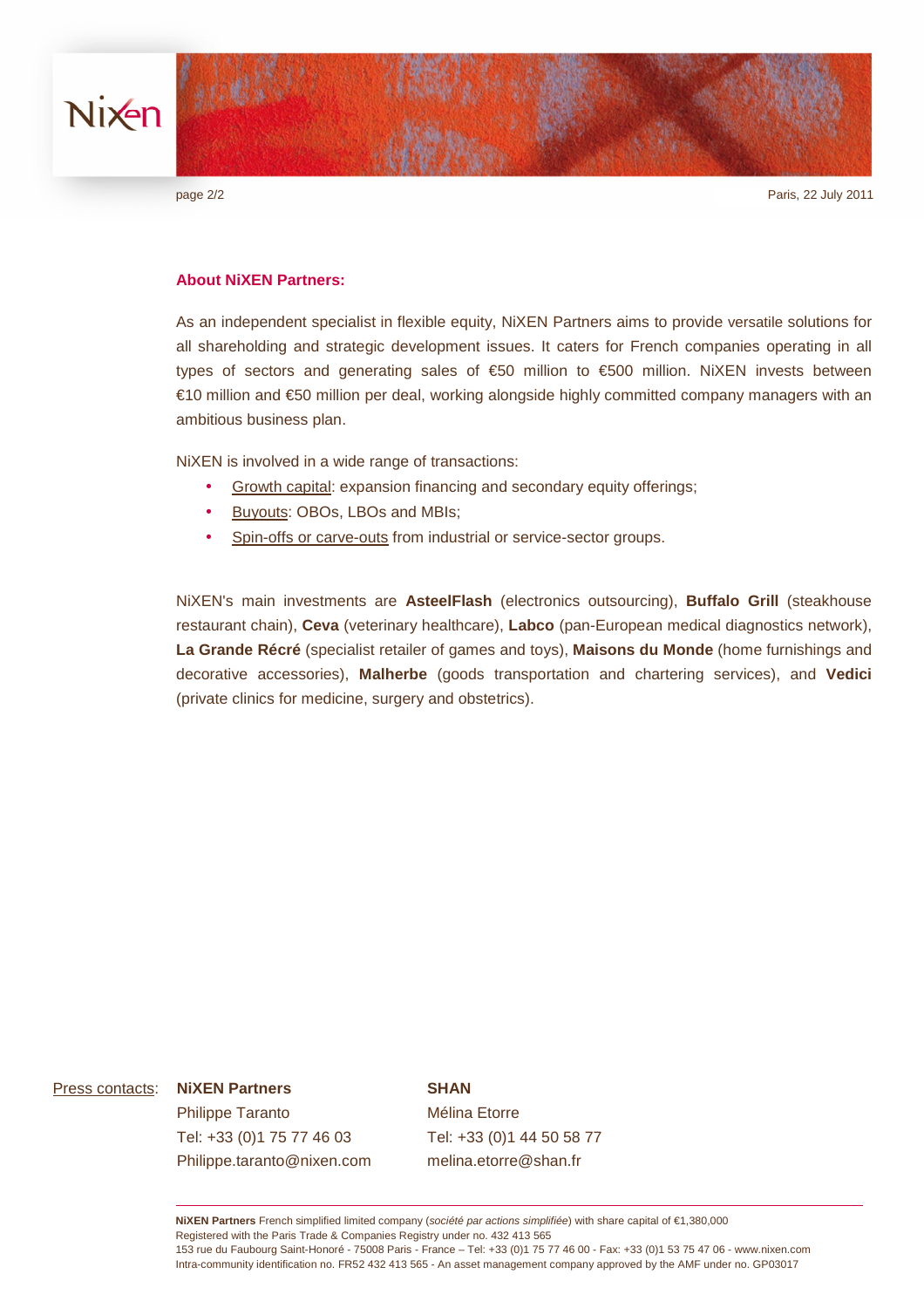**About NiXEN Partners:**

As an independent specialist in flexible equity, NiXEN Partners aims to provide versatile solutions for all shareholding and strategic development issues. It caters for French companies operating in all types of sectors and generating sales of €50 million to €500 million. NiXEN invests between €10 million and €50 million per deal, working alongside highly committed company managers with an ambitious business plan.

NiXEN is involved in a wide range of transactions:

- Growth capital: expansion financing and secondary equity offerings;
- Buyouts: OBOs, LBOs and MBIs;
- Spin-offs or carve-outs from industrial or service-sector groups.

NiXEN's main investments are **AsteelFlash** (electronics outsourcing), **Buffalo Grill** (steakhouse restaurant chain), **Ceva** (veterinary healthcare), **Labco** (pan-European medical diagnostics network), **La Grande Récré** (specialist retailer of games and toys), **Maisons du Monde** (home furnishings and decorative accessories), **Malherbe** (goods transportation and chartering services), and **Vedici** (private clinics for medicine, surgery and obstetrics).

Press contacts:

**NiXEN Partners**
Philippe Taranto
Tel: +33 (0)1 75 77 46 03
Philippe.taranto@nixen.com

**SHAN**
Mélina Etorre
Tel: +33 (0)1 44 50 58 77
melina.etorre@shan.fr

**NiXEN Partners** French simplified limited company (*société par actions simplifiée*) with share capital of €1,380,000
Registered with the Paris Trade & Companies Registry under no. 432 413 565
153 rue du Faubourg Saint-Honoré - 75008 Paris - France – Tel: +33 (0)1 75 77 46 00 - Fax: +33 (0)1 53 75 47 06 - www.nixen.com
Intra-community identification no. FR52 432 413 565 - An asset management company approved by the AMF under no. GP03017